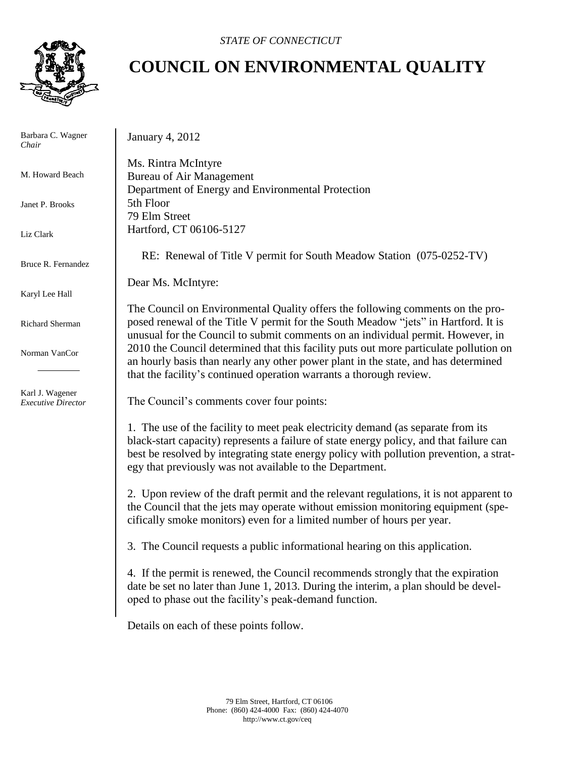*STATE OF CONNECTICUT*

# COUNCIL ON ENVIRONMENTAL QUALITY

Barbara C. Wagner
*Chair*

M. Howard Beach

Janet P. Brooks

Liz Clark

Bruce R. Fernandez

Karyl Lee Hall

Richard Sherman

Norman VanCor

Karl J. Wagener
*Executive Director*

January 4, 2012

Ms. Rintra McIntyre
Bureau of Air Management
Department of Energy and Environmental Protection
5th Floor
79 Elm Street
Hartford, CT 06106-5127

RE: Renewal of Title V permit for South Meadow Station (075-0252-TV)

Dear Ms. McIntyre:

The Council on Environmental Quality offers the following comments on the proposed renewal of the Title V permit for the South Meadow "jets" in Hartford. It is unusual for the Council to submit comments on an individual permit. However, in 2010 the Council determined that this facility puts out more particulate pollution on an hourly basis than nearly any other power plant in the state, and has determined that the facility's continued operation warrants a thorough review.

The Council's comments cover four points:

1. The use of the facility to meet peak electricity demand (as separate from its black-start capacity) represents a failure of state energy policy, and that failure can best be resolved by integrating state energy policy with pollution prevention, a strategy that previously was not available to the Department.

2. Upon review of the draft permit and the relevant regulations, it is not apparent to the Council that the jets may operate without emission monitoring equipment (specifically smoke monitors) even for a limited number of hours per year.

3. The Council requests a public informational hearing on this application.

4. If the permit is renewed, the Council recommends strongly that the expiration date be set no later than June 1, 2013. During the interim, a plan should be developed to phase out the facility's peak-demand function.

Details on each of these points follow.

79 Elm Street, Hartford, CT 06106
Phone: (860) 424-4000 Fax: (860) 424-4070
http://www.ct.gov/ceq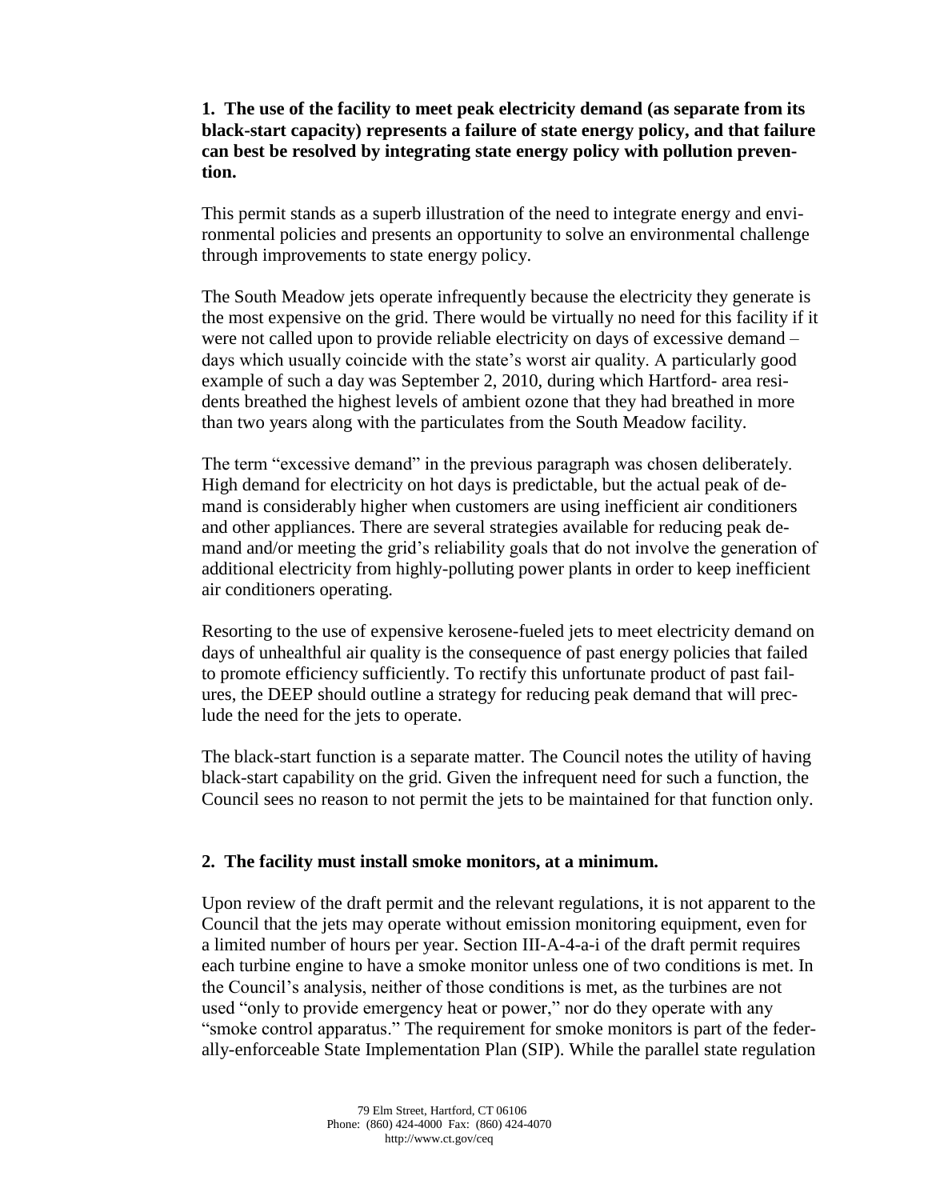**1. The use of the facility to meet peak electricity demand (as separate from its black-start capacity) represents a failure of state energy policy, and that failure can best be resolved by integrating state energy policy with pollution prevention.**

This permit stands as a superb illustration of the need to integrate energy and environmental policies and presents an opportunity to solve an environmental challenge through improvements to state energy policy.

The South Meadow jets operate infrequently because the electricity they generate is the most expensive on the grid. There would be virtually no need for this facility if it were not called upon to provide reliable electricity on days of excessive demand – days which usually coincide with the state's worst air quality. A particularly good example of such a day was September 2, 2010, during which Hartford- area residents breathed the highest levels of ambient ozone that they had breathed in more than two years along with the particulates from the South Meadow facility.

The term "excessive demand" in the previous paragraph was chosen deliberately. High demand for electricity on hot days is predictable, but the actual peak of demand is considerably higher when customers are using inefficient air conditioners and other appliances. There are several strategies available for reducing peak demand and/or meeting the grid's reliability goals that do not involve the generation of additional electricity from highly-polluting power plants in order to keep inefficient air conditioners operating.

Resorting to the use of expensive kerosene-fueled jets to meet electricity demand on days of unhealthful air quality is the consequence of past energy policies that failed to promote efficiency sufficiently. To rectify this unfortunate product of past failures, the DEEP should outline a strategy for reducing peak demand that will preclude the need for the jets to operate.

The black-start function is a separate matter. The Council notes the utility of having black-start capability on the grid. Given the infrequent need for such a function, the Council sees no reason to not permit the jets to be maintained for that function only.

**2. The facility must install smoke monitors, at a minimum.**

Upon review of the draft permit and the relevant regulations, it is not apparent to the Council that the jets may operate without emission monitoring equipment, even for a limited number of hours per year. Section III-A-4-a-i of the draft permit requires each turbine engine to have a smoke monitor unless one of two conditions is met. In the Council's analysis, neither of those conditions is met, as the turbines are not used "only to provide emergency heat or power," nor do they operate with any "smoke control apparatus." The requirement for smoke monitors is part of the federally-enforceable State Implementation Plan (SIP). While the parallel state regulation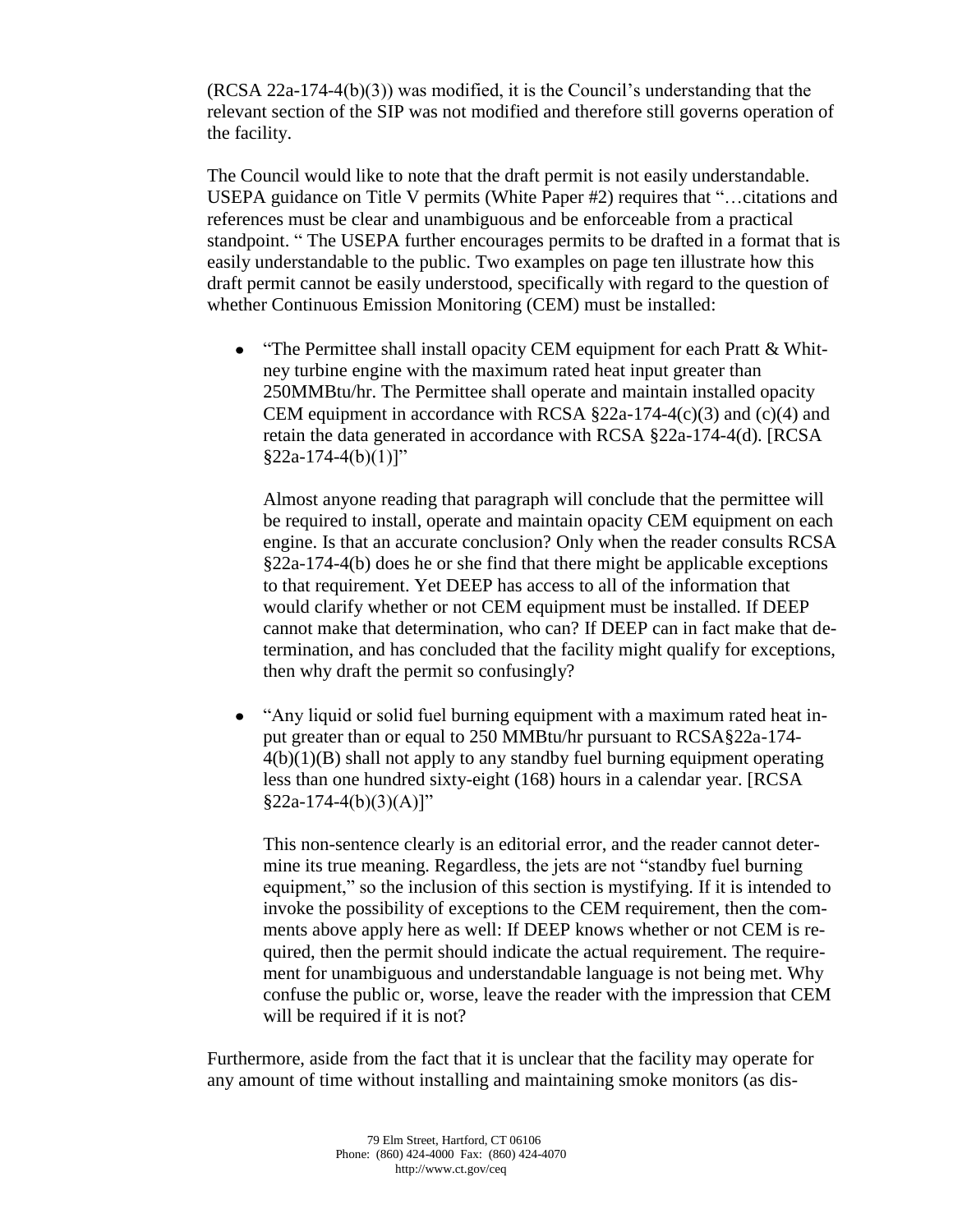(RCSA 22a-174-4(b)(3)) was modified, it is the Council's understanding that the relevant section of the SIP was not modified and therefore still governs operation of the facility.

The Council would like to note that the draft permit is not easily understandable. USEPA guidance on Title V permits (White Paper #2) requires that "…citations and references must be clear and unambiguous and be enforceable from a practical standpoint. " The USEPA further encourages permits to be drafted in a format that is easily understandable to the public. Two examples on page ten illustrate how this draft permit cannot be easily understood, specifically with regard to the question of whether Continuous Emission Monitoring (CEM) must be installed:

- "The Permittee shall install opacity CEM equipment for each Pratt & Whitney turbine engine with the maximum rated heat input greater than 250MMBtu/hr. The Permittee shall operate and maintain installed opacity CEM equipment in accordance with RCSA §22a-174-4(c)(3) and (c)(4) and retain the data generated in accordance with RCSA §22a-174-4(d). [RCSA §22a-174-4(b)(1)]"

  Almost anyone reading that paragraph will conclude that the permittee will be required to install, operate and maintain opacity CEM equipment on each engine. Is that an accurate conclusion? Only when the reader consults RCSA §22a-174-4(b) does he or she find that there might be applicable exceptions to that requirement. Yet DEEP has access to all of the information that would clarify whether or not CEM equipment must be installed. If DEEP cannot make that determination, who can? If DEEP can in fact make that determination, and has concluded that the facility might qualify for exceptions, then why draft the permit so confusingly?

- "Any liquid or solid fuel burning equipment with a maximum rated heat input greater than or equal to 250 MMBtu/hr pursuant to RCSA§22a-174-4(b)(1)(B) shall not apply to any standby fuel burning equipment operating less than one hundred sixty-eight (168) hours in a calendar year. [RCSA §22a-174-4(b)(3)(A)]"

  This non-sentence clearly is an editorial error, and the reader cannot determine its true meaning. Regardless, the jets are not "standby fuel burning equipment," so the inclusion of this section is mystifying. If it is intended to invoke the possibility of exceptions to the CEM requirement, then the comments above apply here as well: If DEEP knows whether or not CEM is required, then the permit should indicate the actual requirement. The requirement for unambiguous and understandable language is not being met. Why confuse the public or, worse, leave the reader with the impression that CEM will be required if it is not?

Furthermore, aside from the fact that it is unclear that the facility may operate for any amount of time without installing and maintaining smoke monitors (as dis-

79 Elm Street, Hartford, CT 06106
Phone: (860) 424-4000 Fax: (860) 424-4070
http://www.ct.gov/ceq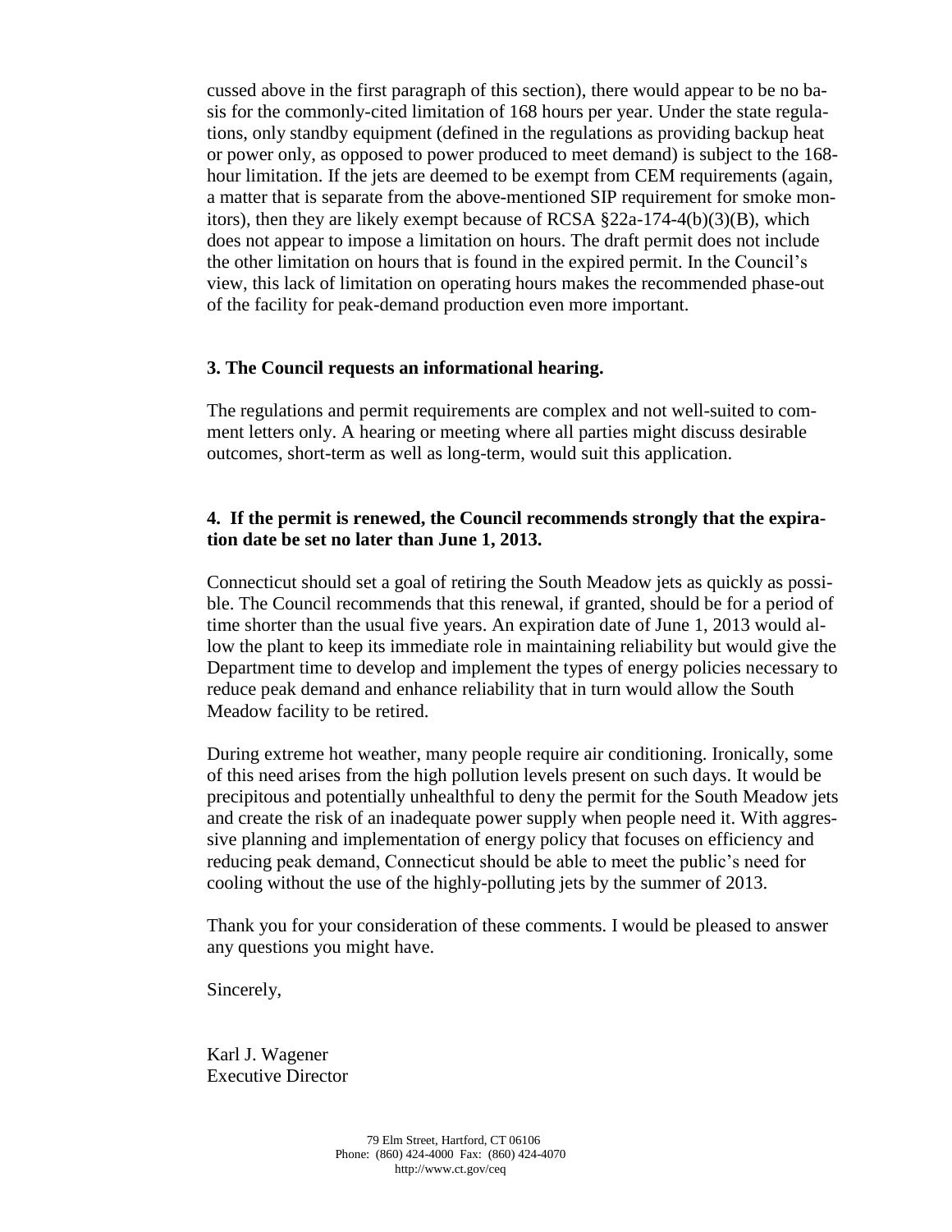cussed above in the first paragraph of this section), there would appear to be no basis for the commonly-cited limitation of 168 hours per year. Under the state regulations, only standby equipment (defined in the regulations as providing backup heat or power only, as opposed to power produced to meet demand) is subject to the 168-hour limitation. If the jets are deemed to be exempt from CEM requirements (again, a matter that is separate from the above-mentioned SIP requirement for smoke monitors), then they are likely exempt because of RCSA §22a-174-4(b)(3)(B), which does not appear to impose a limitation on hours. The draft permit does not include the other limitation on hours that is found in the expired permit. In the Council's view, this lack of limitation on operating hours makes the recommended phase-out of the facility for peak-demand production even more important.

**3. The Council requests an informational hearing.**

The regulations and permit requirements are complex and not well-suited to comment letters only. A hearing or meeting where all parties might discuss desirable outcomes, short-term as well as long-term, would suit this application.

**4. If the permit is renewed, the Council recommends strongly that the expiration date be set no later than June 1, 2013.**

Connecticut should set a goal of retiring the South Meadow jets as quickly as possible. The Council recommends that this renewal, if granted, should be for a period of time shorter than the usual five years. An expiration date of June 1, 2013 would allow the plant to keep its immediate role in maintaining reliability but would give the Department time to develop and implement the types of energy policies necessary to reduce peak demand and enhance reliability that in turn would allow the South Meadow facility to be retired.

During extreme hot weather, many people require air conditioning. Ironically, some of this need arises from the high pollution levels present on such days. It would be precipitous and potentially unhealthful to deny the permit for the South Meadow jets and create the risk of an inadequate power supply when people need it. With aggressive planning and implementation of energy policy that focuses on efficiency and reducing peak demand, Connecticut should be able to meet the public's need for cooling without the use of the highly-polluting jets by the summer of 2013.

Thank you for your consideration of these comments. I would be pleased to answer any questions you might have.

Sincerely,

Karl J. Wagener
Executive Director

79 Elm Street, Hartford, CT 06106
Phone: (860) 424-4000 Fax: (860) 424-4070
http://www.ct.gov/ceq